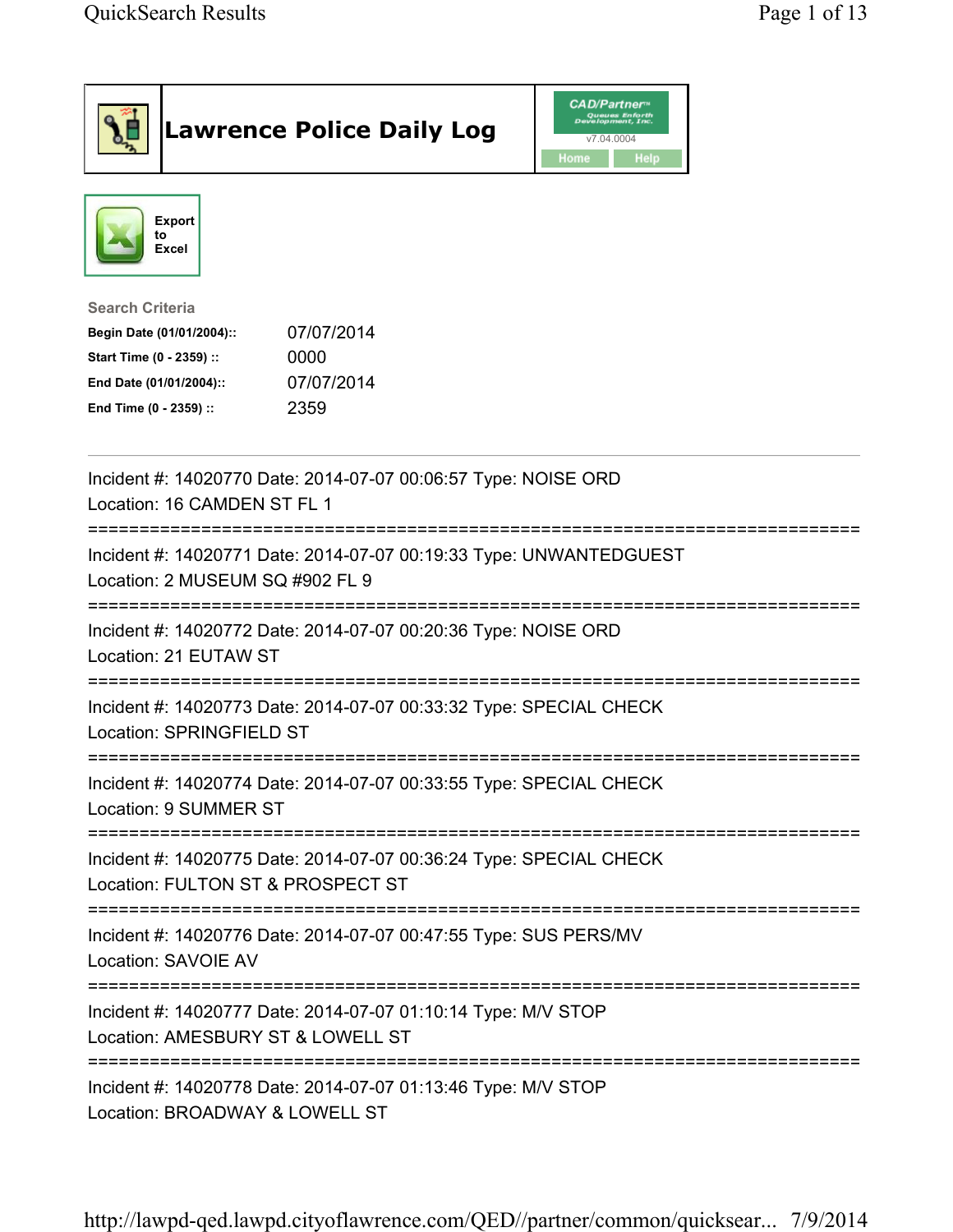# Lawrence Police Daily Log

CAD/Partner™ v7.04.0004

Home | Help

Export to Excel

**Search Criteria**

| | |
|---|---|
| **Begin Date (01/01/2004)::** | 07/07/2014 |
| **Start Time (0 - 2359) ::** | 0000 |
| **End Date (01/01/2004)::** | 07/07/2014 |
| **End Time (0 - 2359) ::** | 2359 |

---

Incident #: 14020770 Date: 2014-07-07 00:06:57 Type: NOISE ORD
Location: 16 CAMDEN ST FL 1

===========================================================================

Incident #: 14020771 Date: 2014-07-07 00:19:33 Type: UNWANTEDGUEST
Location: 2 MUSEUM SQ #902 FL 9

===========================================================================

Incident #: 14020772 Date: 2014-07-07 00:20:36 Type: NOISE ORD
Location: 21 EUTAW ST

===========================================================================

Incident #: 14020773 Date: 2014-07-07 00:33:32 Type: SPECIAL CHECK
Location: SPRINGFIELD ST

===========================================================================

Incident #: 14020774 Date: 2014-07-07 00:33:55 Type: SPECIAL CHECK
Location: 9 SUMMER ST

===========================================================================

Incident #: 14020775 Date: 2014-07-07 00:36:24 Type: SPECIAL CHECK
Location: FULTON ST & PROSPECT ST

===========================================================================

Incident #: 14020776 Date: 2014-07-07 00:47:55 Type: SUS PERS/MV
Location: SAVOIE AV

===========================================================================

Incident #: 14020777 Date: 2014-07-07 01:10:14 Type: M/V STOP
Location: AMESBURY ST & LOWELL ST

===========================================================================

Incident #: 14020778 Date: 2014-07-07 01:13:46 Type: M/V STOP
Location: BROADWAY & LOWELL ST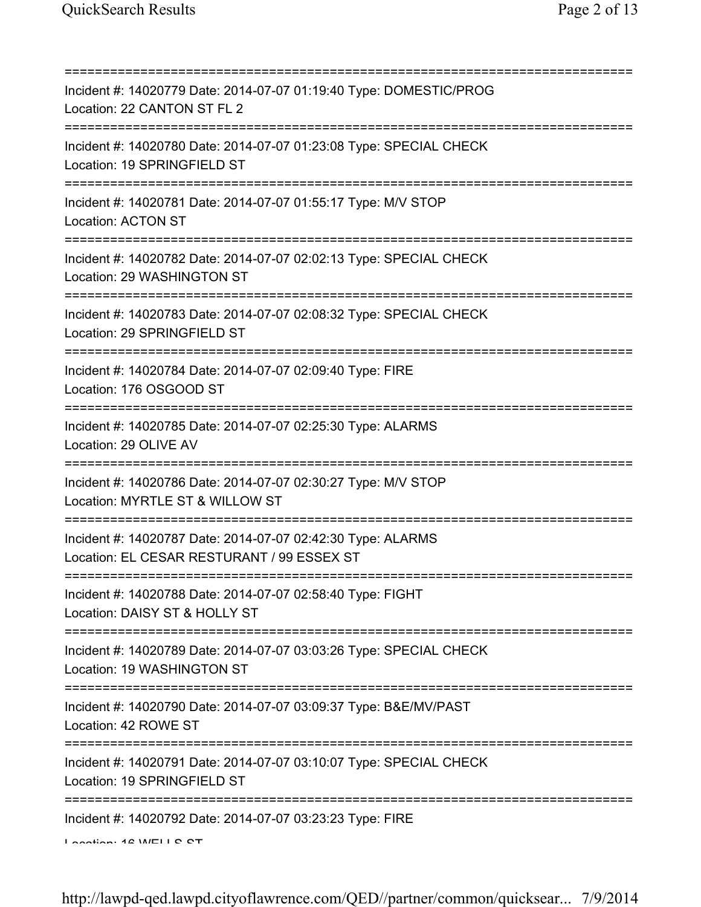==============================================================================

Incident #: 14020779 Date: 2014-07-07 01:19:40 Type: DOMESTIC/PROG
Location: 22 CANTON ST FL 2

==============================================================================

Incident #: 14020780 Date: 2014-07-07 01:23:08 Type: SPECIAL CHECK
Location: 19 SPRINGFIELD ST

==============================================================================

Incident #: 14020781 Date: 2014-07-07 01:55:17 Type: M/V STOP
Location: ACTON ST

==============================================================================

Incident #: 14020782 Date: 2014-07-07 02:02:13 Type: SPECIAL CHECK
Location: 29 WASHINGTON ST

==============================================================================

Incident #: 14020783 Date: 2014-07-07 02:08:32 Type: SPECIAL CHECK
Location: 29 SPRINGFIELD ST

==============================================================================

Incident #: 14020784 Date: 2014-07-07 02:09:40 Type: FIRE
Location: 176 OSGOOD ST

==============================================================================

Incident #: 14020785 Date: 2014-07-07 02:25:30 Type: ALARMS
Location: 29 OLIVE AV

==============================================================================

Incident #: 14020786 Date: 2014-07-07 02:30:27 Type: M/V STOP
Location: MYRTLE ST & WILLOW ST

==============================================================================

Incident #: 14020787 Date: 2014-07-07 02:42:30 Type: ALARMS
Location: EL CESAR RESTURANT / 99 ESSEX ST

==============================================================================

Incident #: 14020788 Date: 2014-07-07 02:58:40 Type: FIGHT
Location: DAISY ST & HOLLY ST

==============================================================================

Incident #: 14020789 Date: 2014-07-07 03:03:26 Type: SPECIAL CHECK
Location: 19 WASHINGTON ST

==============================================================================

Incident #: 14020790 Date: 2014-07-07 03:09:37 Type: B&E/MV/PAST
Location: 42 ROWE ST

==============================================================================

Incident #: 14020791 Date: 2014-07-07 03:10:07 Type: SPECIAL CHECK
Location: 19 SPRINGFIELD ST

==============================================================================

Incident #: 14020792 Date: 2014-07-07 03:23:23 Type: FIRE
Location: 16 WELLS ST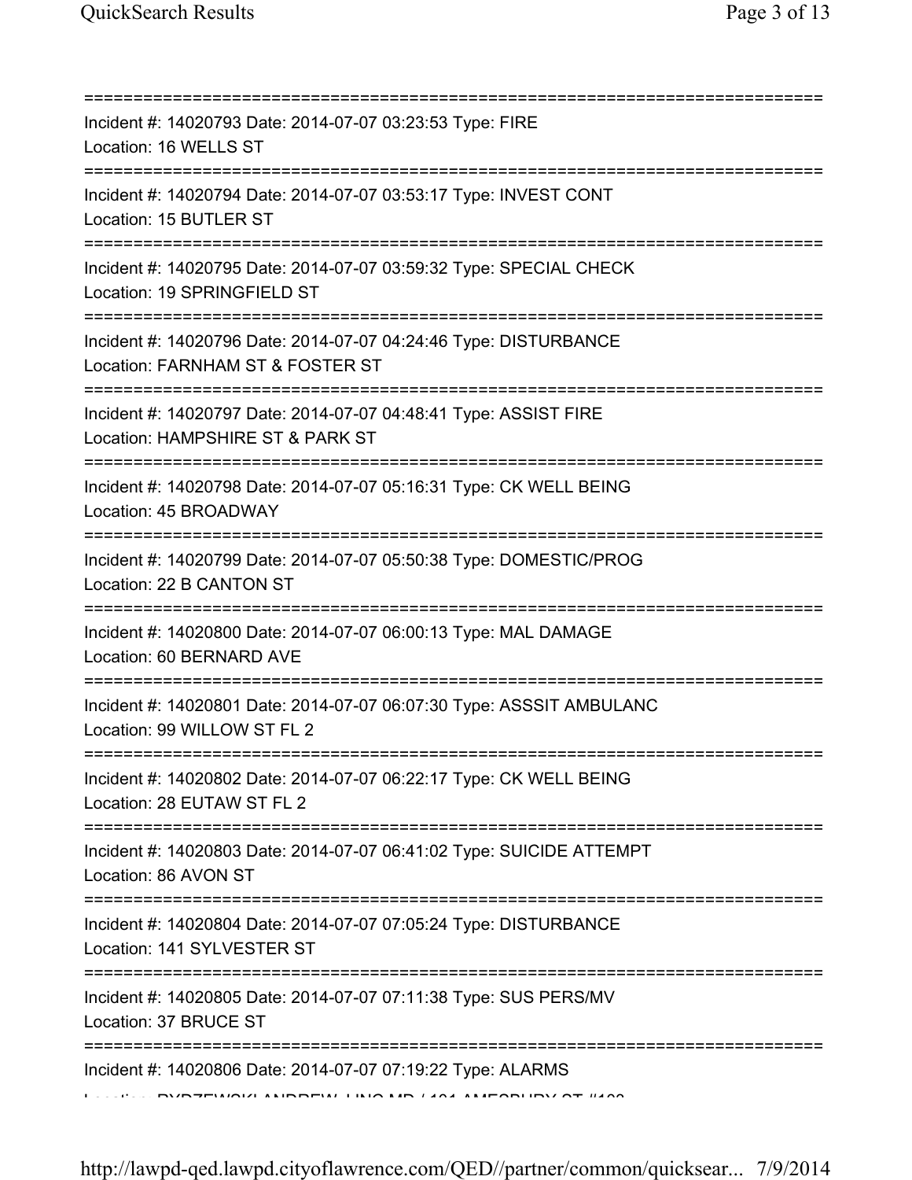===========================================================================

Incident #: 14020793 Date: 2014-07-07 03:23:53 Type: FIRE
Location: 16 WELLS ST

===========================================================================

Incident #: 14020794 Date: 2014-07-07 03:53:17 Type: INVEST CONT
Location: 15 BUTLER ST

===========================================================================

Incident #: 14020795 Date: 2014-07-07 03:59:32 Type: SPECIAL CHECK
Location: 19 SPRINGFIELD ST

===========================================================================

Incident #: 14020796 Date: 2014-07-07 04:24:46 Type: DISTURBANCE
Location: FARNHAM ST & FOSTER ST

===========================================================================

Incident #: 14020797 Date: 2014-07-07 04:48:41 Type: ASSIST FIRE
Location: HAMPSHIRE ST & PARK ST

===========================================================================

Incident #: 14020798 Date: 2014-07-07 05:16:31 Type: CK WELL BEING
Location: 45 BROADWAY

===========================================================================

Incident #: 14020799 Date: 2014-07-07 05:50:38 Type: DOMESTIC/PROG
Location: 22 B CANTON ST

===========================================================================

Incident #: 14020800 Date: 2014-07-07 06:00:13 Type: MAL DAMAGE
Location: 60 BERNARD AVE

===========================================================================

Incident #: 14020801 Date: 2014-07-07 06:07:30 Type: ASSSIT AMBULANC
Location: 99 WILLOW ST FL 2

===========================================================================

Incident #: 14020802 Date: 2014-07-07 06:22:17 Type: CK WELL BEING
Location: 28 EUTAW ST FL 2

===========================================================================

Incident #: 14020803 Date: 2014-07-07 06:41:02 Type: SUICIDE ATTEMPT
Location: 86 AVON ST

===========================================================================

Incident #: 14020804 Date: 2014-07-07 07:05:24 Type: DISTURBANCE
Location: 141 SYLVESTER ST

===========================================================================

Incident #: 14020805 Date: 2014-07-07 07:11:38 Type: SUS PERS/MV
Location: 37 BRUCE ST

===========================================================================

Incident #: 14020806 Date: 2014-07-07 07:19:22 Type: ALARMS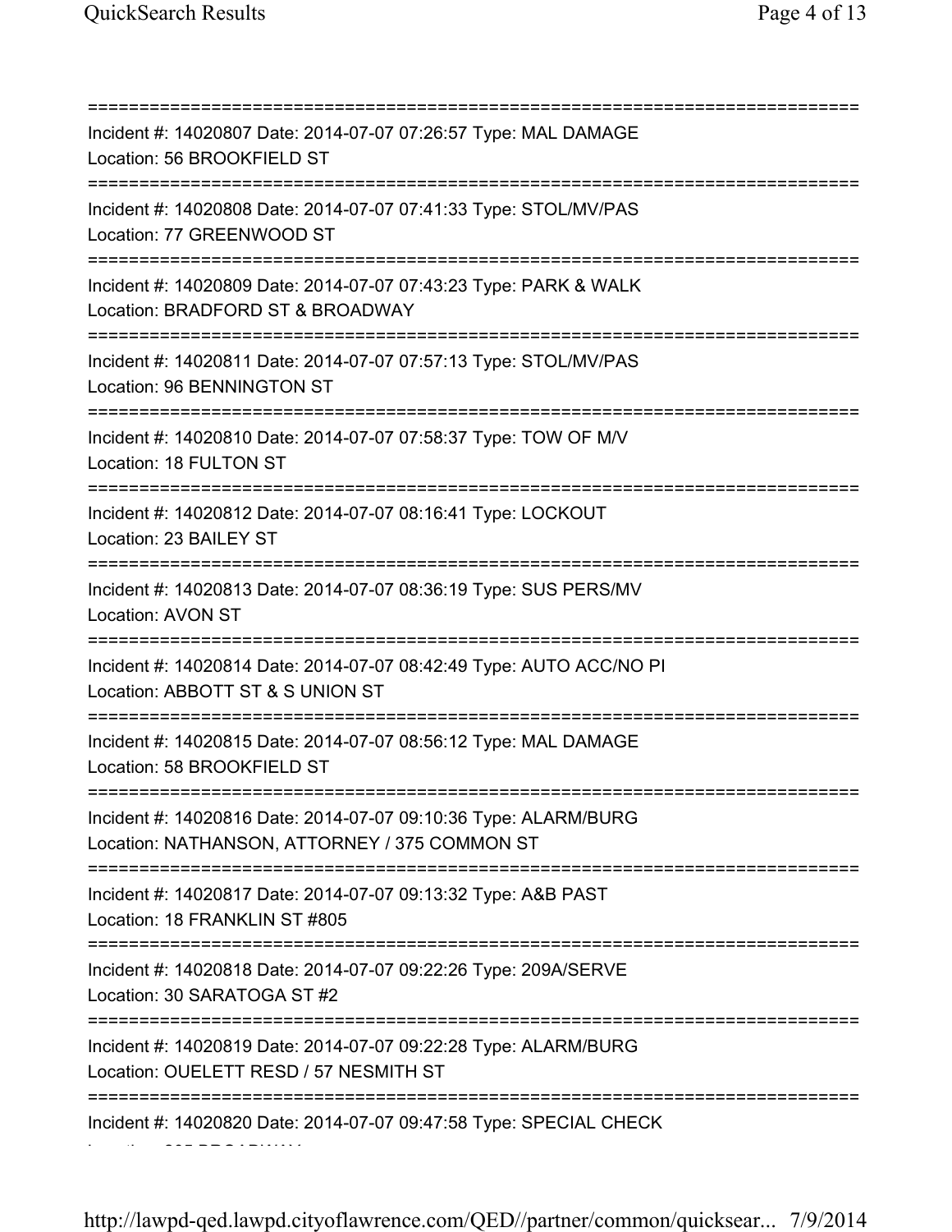===========================================================================

Incident #: 14020807 Date: 2014-07-07 07:26:57 Type: MAL DAMAGE
Location: 56 BROOKFIELD ST

===========================================================================

Incident #: 14020808 Date: 2014-07-07 07:41:33 Type: STOL/MV/PAS
Location: 77 GREENWOOD ST

===========================================================================

Incident #: 14020809 Date: 2014-07-07 07:43:23 Type: PARK & WALK
Location: BRADFORD ST & BROADWAY

===========================================================================

Incident #: 14020811 Date: 2014-07-07 07:57:13 Type: STOL/MV/PAS
Location: 96 BENNINGTON ST

===========================================================================

Incident #: 14020810 Date: 2014-07-07 07:58:37 Type: TOW OF M/V
Location: 18 FULTON ST

===========================================================================

Incident #: 14020812 Date: 2014-07-07 08:16:41 Type: LOCKOUT
Location: 23 BAILEY ST

===========================================================================

Incident #: 14020813 Date: 2014-07-07 08:36:19 Type: SUS PERS/MV
Location: AVON ST

===========================================================================

Incident #: 14020814 Date: 2014-07-07 08:42:49 Type: AUTO ACC/NO PI
Location: ABBOTT ST & S UNION ST

===========================================================================

Incident #: 14020815 Date: 2014-07-07 08:56:12 Type: MAL DAMAGE
Location: 58 BROOKFIELD ST

===========================================================================

Incident #: 14020816 Date: 2014-07-07 09:10:36 Type: ALARM/BURG
Location: NATHANSON, ATTORNEY / 375 COMMON ST

===========================================================================

Incident #: 14020817 Date: 2014-07-07 09:13:32 Type: A&B PAST
Location: 18 FRANKLIN ST #805

===========================================================================

Incident #: 14020818 Date: 2014-07-07 09:22:26 Type: 209A/SERVE
Location: 30 SARATOGA ST #2

===========================================================================

Incident #: 14020819 Date: 2014-07-07 09:22:28 Type: ALARM/BURG
Location: OUELETT RESD / 57 NESMITH ST

===========================================================================

Incident #: 14020820 Date: 2014-07-07 09:47:58 Type: SPECIAL CHECK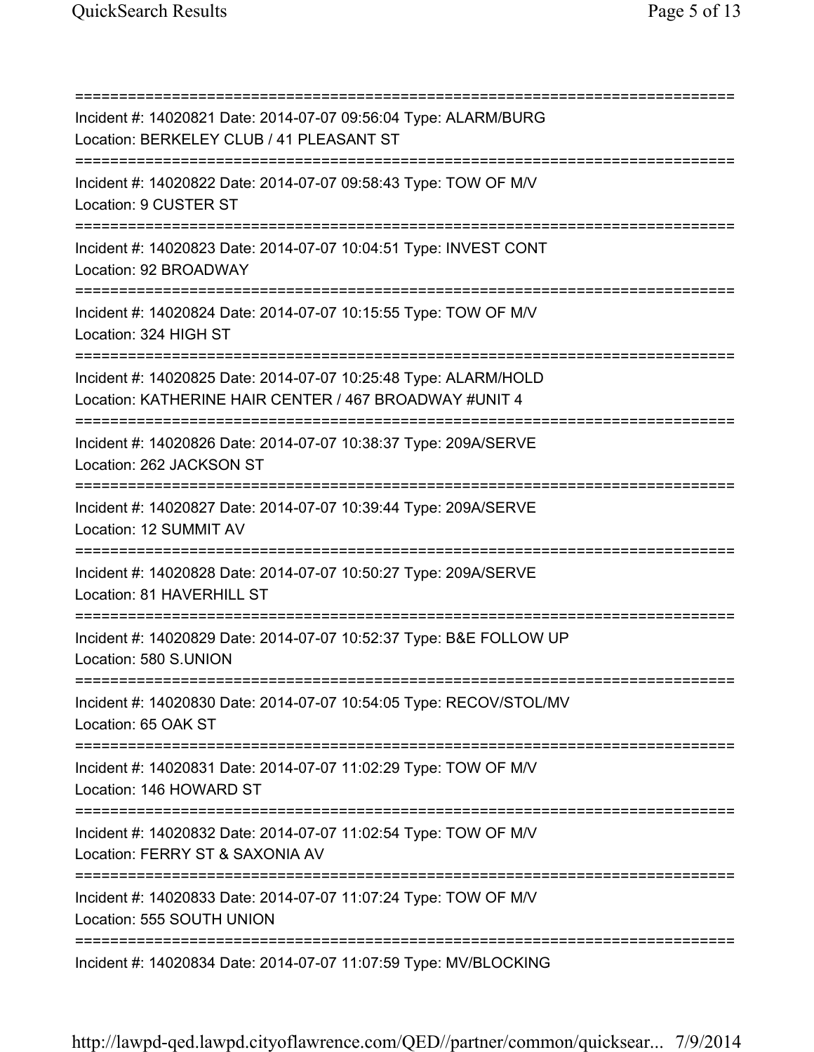===========================================================================
Incident #: 14020821 Date: 2014-07-07 09:56:04 Type: ALARM/BURG
Location: BERKELEY CLUB / 41 PLEASANT ST
===========================================================================
Incident #: 14020822 Date: 2014-07-07 09:58:43 Type: TOW OF M/V
Location: 9 CUSTER ST
===========================================================================
Incident #: 14020823 Date: 2014-07-07 10:04:51 Type: INVEST CONT
Location: 92 BROADWAY
===========================================================================
Incident #: 14020824 Date: 2014-07-07 10:15:55 Type: TOW OF M/V
Location: 324 HIGH ST
===========================================================================
Incident #: 14020825 Date: 2014-07-07 10:25:48 Type: ALARM/HOLD
Location: KATHERINE HAIR CENTER / 467 BROADWAY #UNIT 4
===========================================================================
Incident #: 14020826 Date: 2014-07-07 10:38:37 Type: 209A/SERVE
Location: 262 JACKSON ST
===========================================================================
Incident #: 14020827 Date: 2014-07-07 10:39:44 Type: 209A/SERVE
Location: 12 SUMMIT AV
===========================================================================
Incident #: 14020828 Date: 2014-07-07 10:50:27 Type: 209A/SERVE
Location: 81 HAVERHILL ST
===========================================================================
Incident #: 14020829 Date: 2014-07-07 10:52:37 Type: B&E FOLLOW UP
Location: 580 S.UNION
===========================================================================
Incident #: 14020830 Date: 2014-07-07 10:54:05 Type: RECOV/STOL/MV
Location: 65 OAK ST
===========================================================================
Incident #: 14020831 Date: 2014-07-07 11:02:29 Type: TOW OF M/V
Location: 146 HOWARD ST
===========================================================================
Incident #: 14020832 Date: 2014-07-07 11:02:54 Type: TOW OF M/V
Location: FERRY ST & SAXONIA AV
===========================================================================
Incident #: 14020833 Date: 2014-07-07 11:07:24 Type: TOW OF M/V
Location: 555 SOUTH UNION
===========================================================================
Incident #: 14020834 Date: 2014-07-07 11:07:59 Type: MV/BLOCKING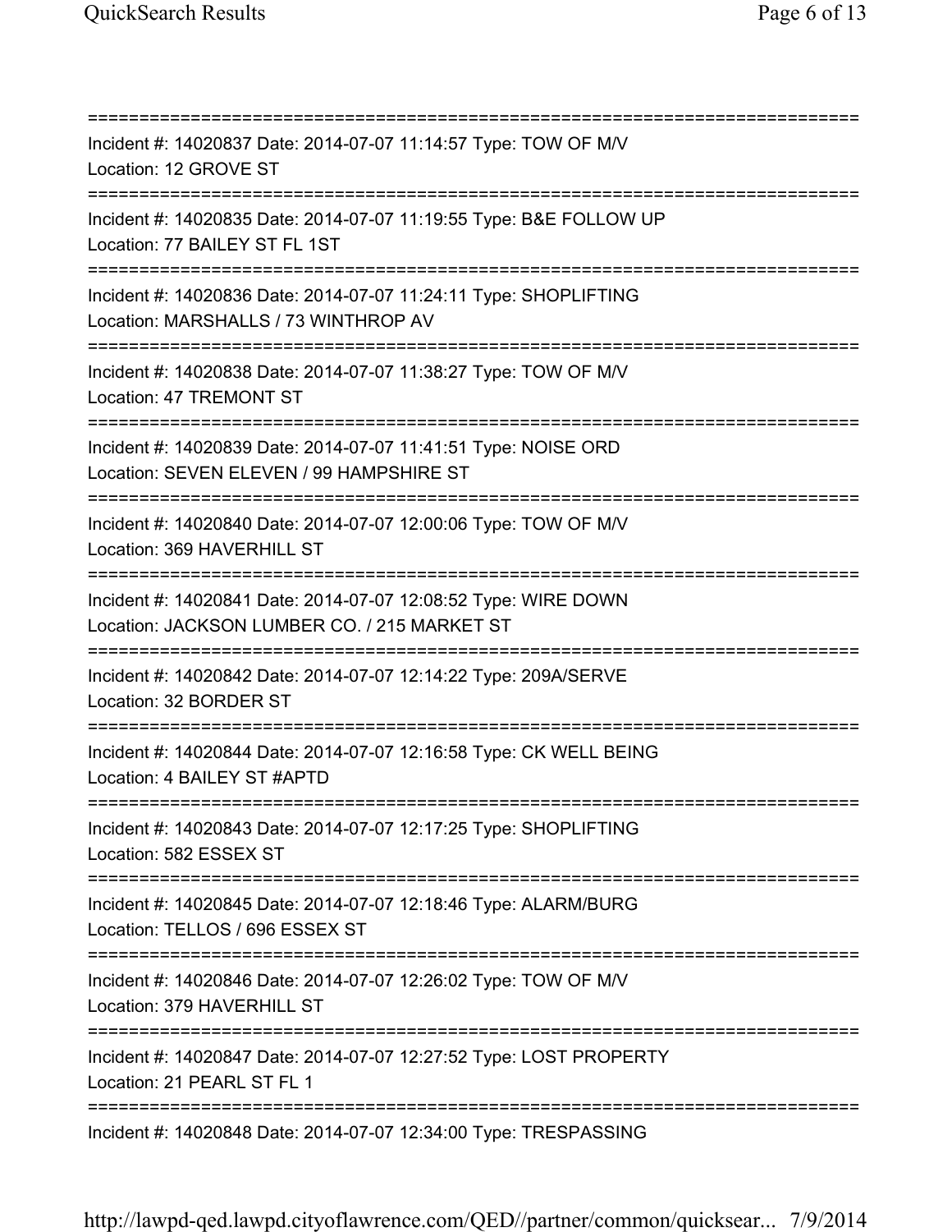===========================================================================
Incident #: 14020837 Date: 2014-07-07 11:14:57 Type: TOW OF M/V
Location: 12 GROVE ST
===========================================================================
Incident #: 14020835 Date: 2014-07-07 11:19:55 Type: B&E FOLLOW UP
Location: 77 BAILEY ST FL 1ST
===========================================================================
Incident #: 14020836 Date: 2014-07-07 11:24:11 Type: SHOPLIFTING
Location: MARSHALLS / 73 WINTHROP AV
===========================================================================
Incident #: 14020838 Date: 2014-07-07 11:38:27 Type: TOW OF M/V
Location: 47 TREMONT ST
===========================================================================
Incident #: 14020839 Date: 2014-07-07 11:41:51 Type: NOISE ORD
Location: SEVEN ELEVEN / 99 HAMPSHIRE ST
===========================================================================
Incident #: 14020840 Date: 2014-07-07 12:00:06 Type: TOW OF M/V
Location: 369 HAVERHILL ST
===========================================================================
Incident #: 14020841 Date: 2014-07-07 12:08:52 Type: WIRE DOWN
Location: JACKSON LUMBER CO. / 215 MARKET ST
===========================================================================
Incident #: 14020842 Date: 2014-07-07 12:14:22 Type: 209A/SERVE
Location: 32 BORDER ST
===========================================================================
Incident #: 14020844 Date: 2014-07-07 12:16:58 Type: CK WELL BEING
Location: 4 BAILEY ST #APTD
===========================================================================
Incident #: 14020843 Date: 2014-07-07 12:17:25 Type: SHOPLIFTING
Location: 582 ESSEX ST
===========================================================================
Incident #: 14020845 Date: 2014-07-07 12:18:46 Type: ALARM/BURG
Location: TELLOS / 696 ESSEX ST
===========================================================================
Incident #: 14020846 Date: 2014-07-07 12:26:02 Type: TOW OF M/V
Location: 379 HAVERHILL ST
===========================================================================
Incident #: 14020847 Date: 2014-07-07 12:27:52 Type: LOST PROPERTY
Location: 21 PEARL ST FL 1
===========================================================================
Incident #: 14020848 Date: 2014-07-07 12:34:00 Type: TRESPASSING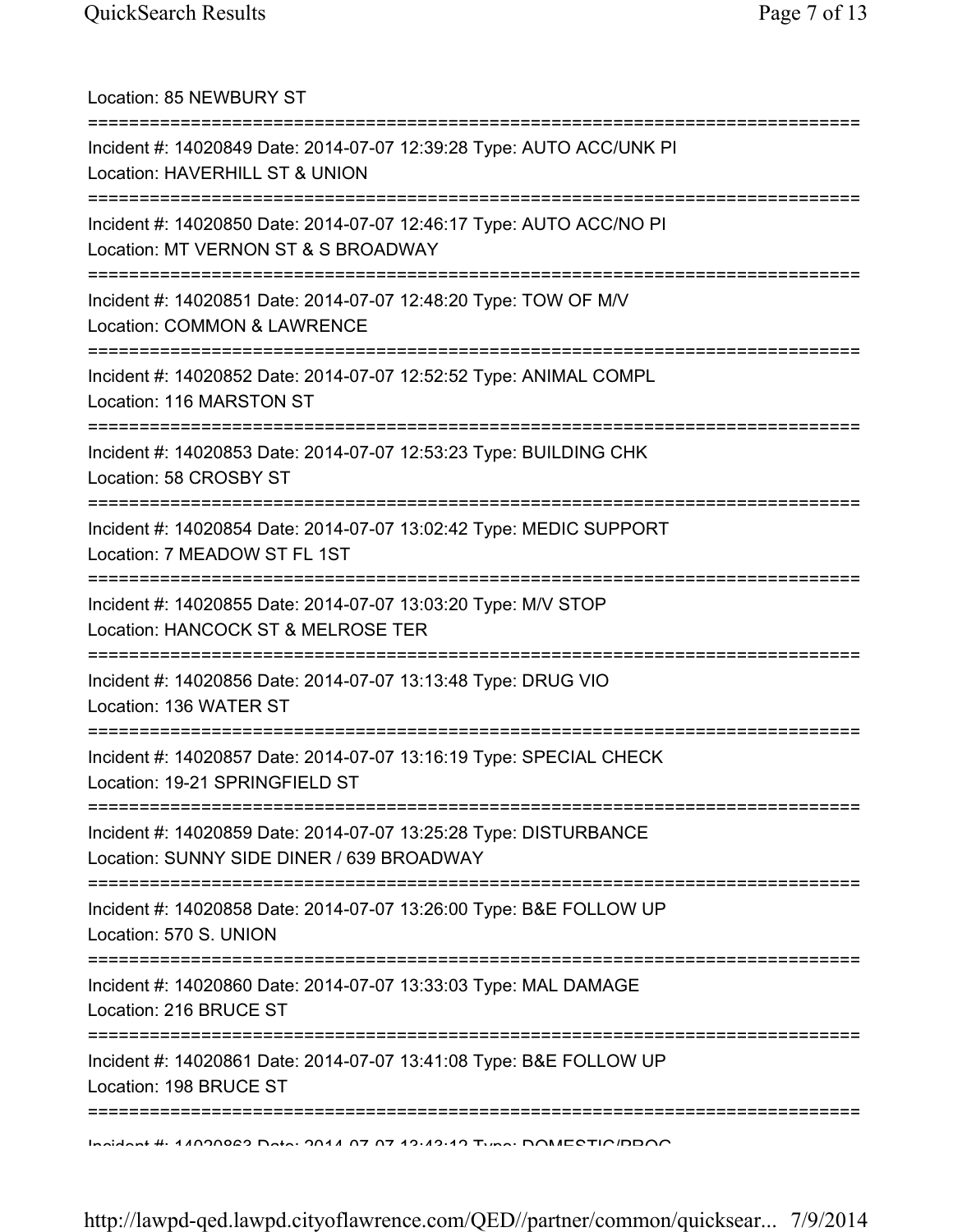Location: 85 NEWBURY ST

===========================================================================

Incident #: 14020849 Date: 2014-07-07 12:39:28 Type: AUTO ACC/UNK PI
Location: HAVERHILL ST & UNION

===========================================================================

Incident #: 14020850 Date: 2014-07-07 12:46:17 Type: AUTO ACC/NO PI
Location: MT VERNON ST & S BROADWAY

===========================================================================

Incident #: 14020851 Date: 2014-07-07 12:48:20 Type: TOW OF M/V
Location: COMMON & LAWRENCE

===========================================================================

Incident #: 14020852 Date: 2014-07-07 12:52:52 Type: ANIMAL COMPL
Location: 116 MARSTON ST

===========================================================================

Incident #: 14020853 Date: 2014-07-07 12:53:23 Type: BUILDING CHK
Location: 58 CROSBY ST

===========================================================================

Incident #: 14020854 Date: 2014-07-07 13:02:42 Type: MEDIC SUPPORT
Location: 7 MEADOW ST FL 1ST

===========================================================================

Incident #: 14020855 Date: 2014-07-07 13:03:20 Type: M/V STOP
Location: HANCOCK ST & MELROSE TER

===========================================================================

Incident #: 14020856 Date: 2014-07-07 13:13:48 Type: DRUG VIO
Location: 136 WATER ST

===========================================================================

Incident #: 14020857 Date: 2014-07-07 13:16:19 Type: SPECIAL CHECK
Location: 19-21 SPRINGFIELD ST

===========================================================================

Incident #: 14020859 Date: 2014-07-07 13:25:28 Type: DISTURBANCE
Location: SUNNY SIDE DINER / 639 BROADWAY

===========================================================================

Incident #: 14020858 Date: 2014-07-07 13:26:00 Type: B&E FOLLOW UP
Location: 570 S. UNION

===========================================================================

Incident #: 14020860 Date: 2014-07-07 13:33:03 Type: MAL DAMAGE
Location: 216 BRUCE ST

===========================================================================

Incident #: 14020861 Date: 2014-07-07 13:41:08 Type: B&E FOLLOW UP
Location: 198 BRUCE ST

===========================================================================

Incident #: 14020863 Date: 2014-07-07 13:43:12 Type: DOMESTIC/PROG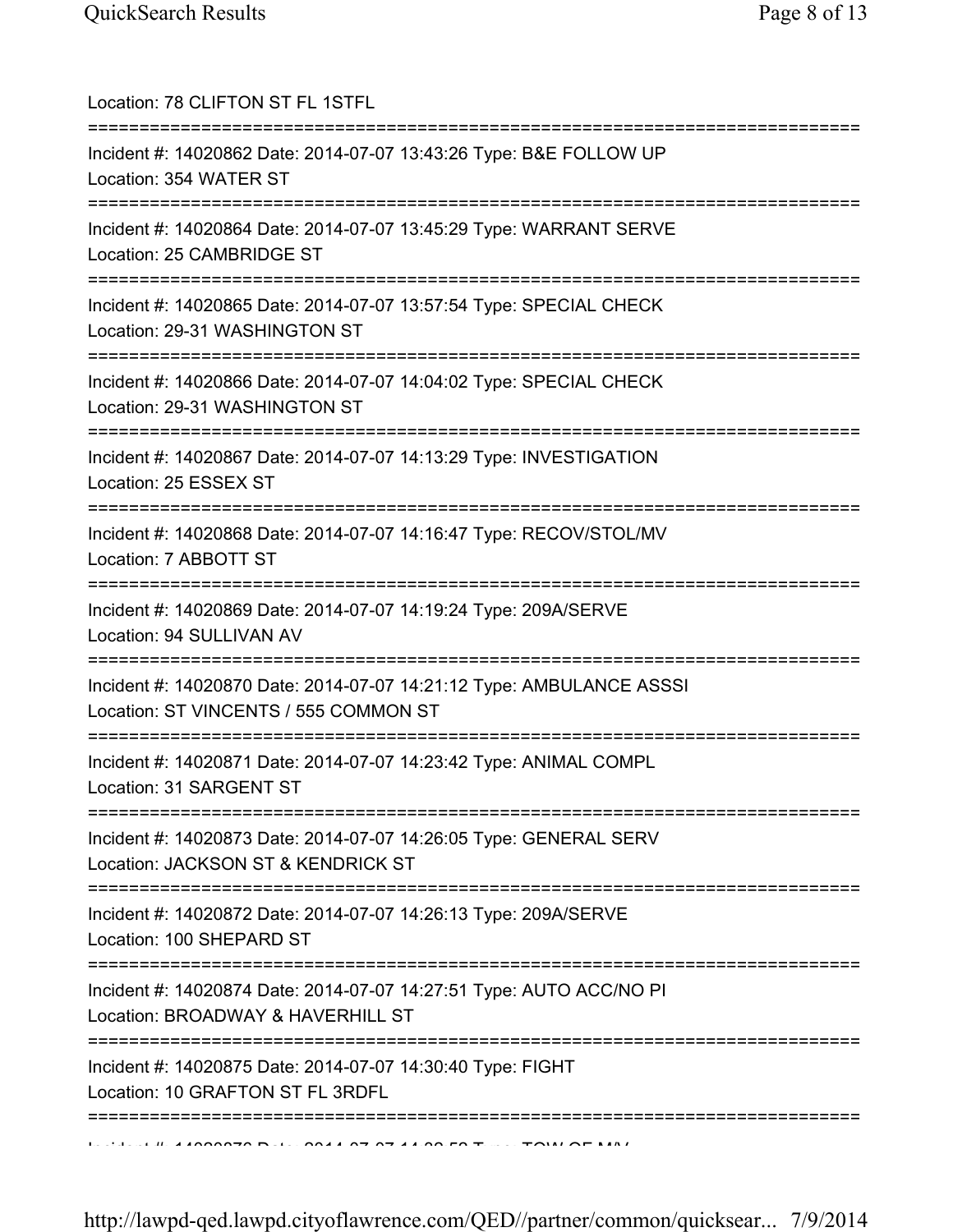Location: 78 CLIFTON ST FL 1STFL

===========================================================================

Incident #: 14020862 Date: 2014-07-07 13:43:26 Type: B&E FOLLOW UP
Location: 354 WATER ST

===========================================================================

Incident #: 14020864 Date: 2014-07-07 13:45:29 Type: WARRANT SERVE
Location: 25 CAMBRIDGE ST

===========================================================================

Incident #: 14020865 Date: 2014-07-07 13:57:54 Type: SPECIAL CHECK
Location: 29-31 WASHINGTON ST

===========================================================================

Incident #: 14020866 Date: 2014-07-07 14:04:02 Type: SPECIAL CHECK
Location: 29-31 WASHINGTON ST

===========================================================================

Incident #: 14020867 Date: 2014-07-07 14:13:29 Type: INVESTIGATION
Location: 25 ESSEX ST

===========================================================================

Incident #: 14020868 Date: 2014-07-07 14:16:47 Type: RECOV/STOL/MV
Location: 7 ABBOTT ST

===========================================================================

Incident #: 14020869 Date: 2014-07-07 14:19:24 Type: 209A/SERVE
Location: 94 SULLIVAN AV

===========================================================================

Incident #: 14020870 Date: 2014-07-07 14:21:12 Type: AMBULANCE ASSSI
Location: ST VINCENTS / 555 COMMON ST

===========================================================================

Incident #: 14020871 Date: 2014-07-07 14:23:42 Type: ANIMAL COMPL
Location: 31 SARGENT ST

===========================================================================

Incident #: 14020873 Date: 2014-07-07 14:26:05 Type: GENERAL SERV
Location: JACKSON ST & KENDRICK ST

===========================================================================

Incident #: 14020872 Date: 2014-07-07 14:26:13 Type: 209A/SERVE
Location: 100 SHEPARD ST

===========================================================================

Incident #: 14020874 Date: 2014-07-07 14:27:51 Type: AUTO ACC/NO PI
Location: BROADWAY & HAVERHILL ST

===========================================================================

Incident #: 14020875 Date: 2014-07-07 14:30:40 Type: FIGHT
Location: 10 GRAFTON ST FL 3RDFL

===========================================================================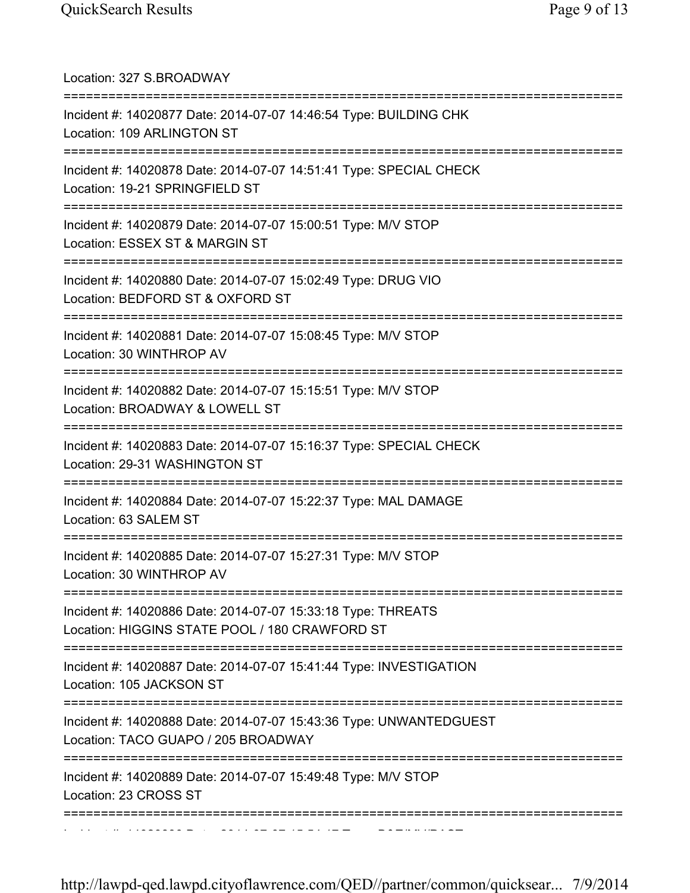Location: 327 S.BROADWAY

===========================================================================

Incident #: 14020877 Date: 2014-07-07 14:46:54 Type: BUILDING CHK
Location: 109 ARLINGTON ST

===========================================================================

Incident #: 14020878 Date: 2014-07-07 14:51:41 Type: SPECIAL CHECK
Location: 19-21 SPRINGFIELD ST

===========================================================================

Incident #: 14020879 Date: 2014-07-07 15:00:51 Type: M/V STOP
Location: ESSEX ST & MARGIN ST

===========================================================================

Incident #: 14020880 Date: 2014-07-07 15:02:49 Type: DRUG VIO
Location: BEDFORD ST & OXFORD ST

===========================================================================

Incident #: 14020881 Date: 2014-07-07 15:08:45 Type: M/V STOP
Location: 30 WINTHROP AV

===========================================================================

Incident #: 14020882 Date: 2014-07-07 15:15:51 Type: M/V STOP
Location: BROADWAY & LOWELL ST

===========================================================================

Incident #: 14020883 Date: 2014-07-07 15:16:37 Type: SPECIAL CHECK
Location: 29-31 WASHINGTON ST

===========================================================================

Incident #: 14020884 Date: 2014-07-07 15:22:37 Type: MAL DAMAGE
Location: 63 SALEM ST

===========================================================================

Incident #: 14020885 Date: 2014-07-07 15:27:31 Type: M/V STOP
Location: 30 WINTHROP AV

===========================================================================

Incident #: 14020886 Date: 2014-07-07 15:33:18 Type: THREATS
Location: HIGGINS STATE POOL / 180 CRAWFORD ST

===========================================================================

Incident #: 14020887 Date: 2014-07-07 15:41:44 Type: INVESTIGATION
Location: 105 JACKSON ST

===========================================================================

Incident #: 14020888 Date: 2014-07-07 15:43:36 Type: UNWANTEDGUEST
Location: TACO GUAPO / 205 BROADWAY

===========================================================================

Incident #: 14020889 Date: 2014-07-07 15:49:48 Type: M/V STOP
Location: 23 CROSS ST

===========================================================================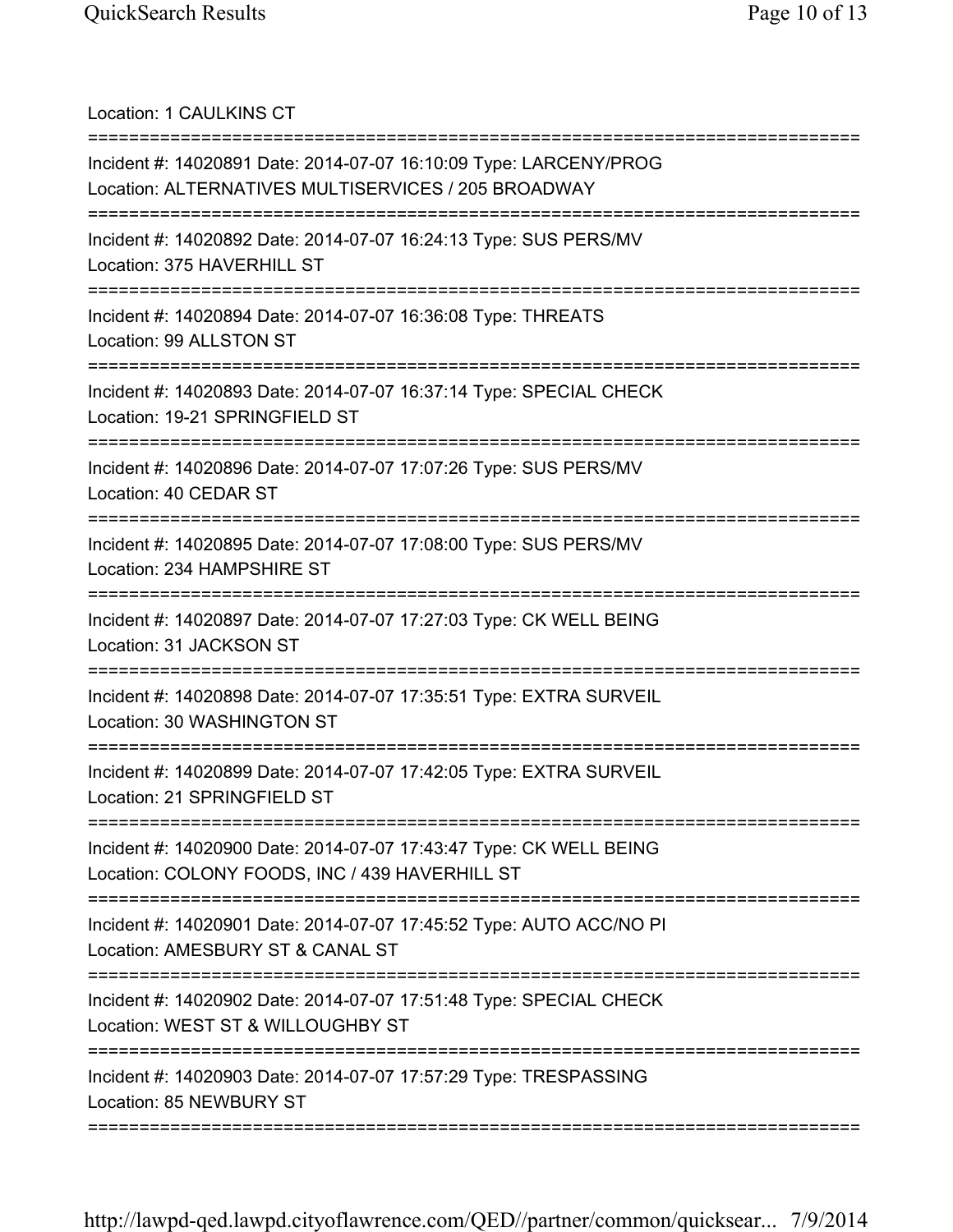Location: 1 CAULKINS CT

===========================================================================

Incident #: 14020891 Date: 2014-07-07 16:10:09 Type: LARCENY/PROG
Location: ALTERNATIVES MULTISERVICES / 205 BROADWAY

===========================================================================

Incident #: 14020892 Date: 2014-07-07 16:24:13 Type: SUS PERS/MV
Location: 375 HAVERHILL ST

===========================================================================

Incident #: 14020894 Date: 2014-07-07 16:36:08 Type: THREATS
Location: 99 ALLSTON ST

===========================================================================

Incident #: 14020893 Date: 2014-07-07 16:37:14 Type: SPECIAL CHECK
Location: 19-21 SPRINGFIELD ST

===========================================================================

Incident #: 14020896 Date: 2014-07-07 17:07:26 Type: SUS PERS/MV
Location: 40 CEDAR ST

===========================================================================

Incident #: 14020895 Date: 2014-07-07 17:08:00 Type: SUS PERS/MV
Location: 234 HAMPSHIRE ST

===========================================================================

Incident #: 14020897 Date: 2014-07-07 17:27:03 Type: CK WELL BEING
Location: 31 JACKSON ST

===========================================================================

Incident #: 14020898 Date: 2014-07-07 17:35:51 Type: EXTRA SURVEIL
Location: 30 WASHINGTON ST

===========================================================================

Incident #: 14020899 Date: 2014-07-07 17:42:05 Type: EXTRA SURVEIL
Location: 21 SPRINGFIELD ST

===========================================================================

Incident #: 14020900 Date: 2014-07-07 17:43:47 Type: CK WELL BEING
Location: COLONY FOODS, INC / 439 HAVERHILL ST

===========================================================================

Incident #: 14020901 Date: 2014-07-07 17:45:52 Type: AUTO ACC/NO PI
Location: AMESBURY ST & CANAL ST

===========================================================================

Incident #: 14020902 Date: 2014-07-07 17:51:48 Type: SPECIAL CHECK
Location: WEST ST & WILLOUGHBY ST

===========================================================================

Incident #: 14020903 Date: 2014-07-07 17:57:29 Type: TRESPASSING
Location: 85 NEWBURY ST

===========================================================================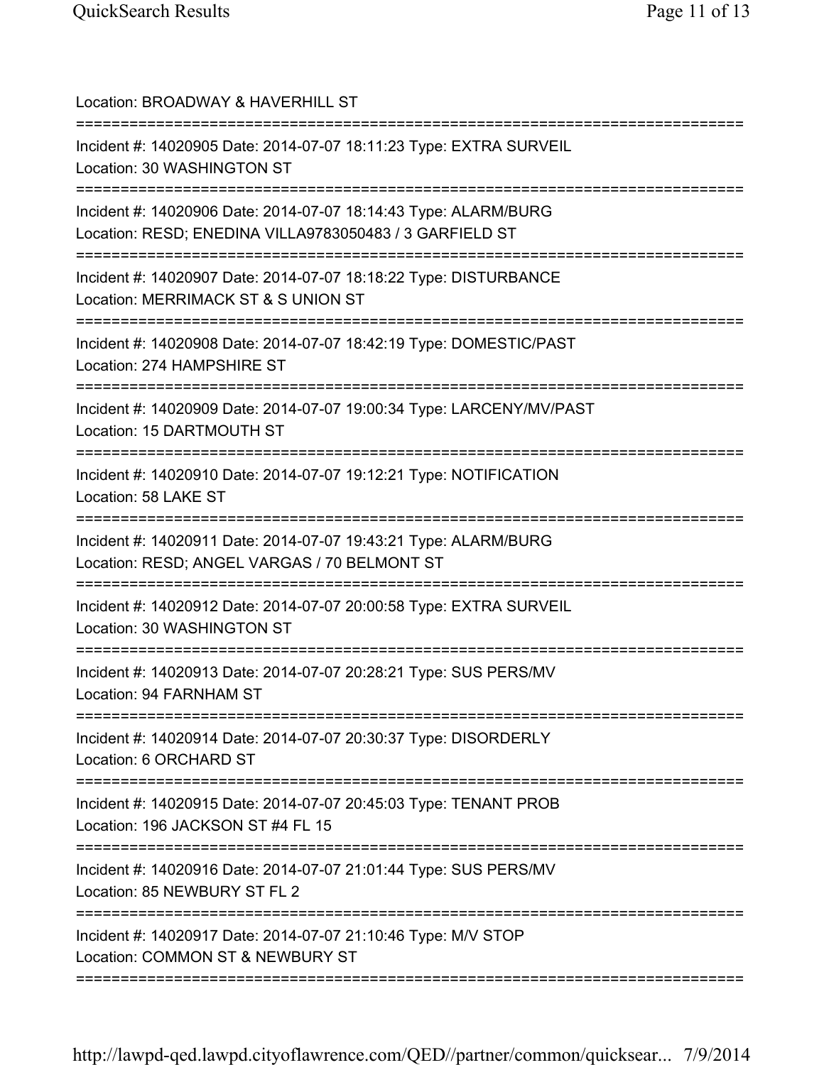Location: BROADWAY & HAVERHILL ST

===========================================================================

Incident #: 14020905 Date: 2014-07-07 18:11:23 Type: EXTRA SURVEIL
Location: 30 WASHINGTON ST

===========================================================================

Incident #: 14020906 Date: 2014-07-07 18:14:43 Type: ALARM/BURG
Location: RESD; ENEDINA VILLA9783050483 / 3 GARFIELD ST

===========================================================================

Incident #: 14020907 Date: 2014-07-07 18:18:22 Type: DISTURBANCE
Location: MERRIMACK ST & S UNION ST

===========================================================================

Incident #: 14020908 Date: 2014-07-07 18:42:19 Type: DOMESTIC/PAST
Location: 274 HAMPSHIRE ST

===========================================================================

Incident #: 14020909 Date: 2014-07-07 19:00:34 Type: LARCENY/MV/PAST
Location: 15 DARTMOUTH ST

===========================================================================

Incident #: 14020910 Date: 2014-07-07 19:12:21 Type: NOTIFICATION
Location: 58 LAKE ST

===========================================================================

Incident #: 14020911 Date: 2014-07-07 19:43:21 Type: ALARM/BURG
Location: RESD; ANGEL VARGAS / 70 BELMONT ST

===========================================================================

Incident #: 14020912 Date: 2014-07-07 20:00:58 Type: EXTRA SURVEIL
Location: 30 WASHINGTON ST

===========================================================================

Incident #: 14020913 Date: 2014-07-07 20:28:21 Type: SUS PERS/MV
Location: 94 FARNHAM ST

===========================================================================

Incident #: 14020914 Date: 2014-07-07 20:30:37 Type: DISORDERLY
Location: 6 ORCHARD ST

===========================================================================

Incident #: 14020915 Date: 2014-07-07 20:45:03 Type: TENANT PROB
Location: 196 JACKSON ST #4 FL 15

===========================================================================

Incident #: 14020916 Date: 2014-07-07 21:01:44 Type: SUS PERS/MV
Location: 85 NEWBURY ST FL 2

===========================================================================

Incident #: 14020917 Date: 2014-07-07 21:10:46 Type: M/V STOP
Location: COMMON ST & NEWBURY ST

===========================================================================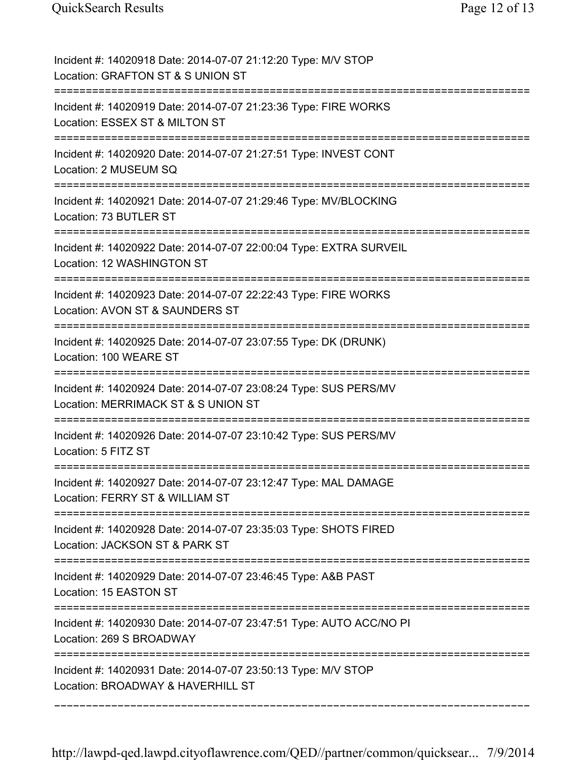Incident #: 14020918 Date: 2014-07-07 21:12:20 Type: M/V STOP
Location: GRAFTON ST & S UNION ST

===========================================================================

Incident #: 14020919 Date: 2014-07-07 21:23:36 Type: FIRE WORKS
Location: ESSEX ST & MILTON ST

===========================================================================

Incident #: 14020920 Date: 2014-07-07 21:27:51 Type: INVEST CONT
Location: 2 MUSEUM SQ

===========================================================================

Incident #: 14020921 Date: 2014-07-07 21:29:46 Type: MV/BLOCKING
Location: 73 BUTLER ST

===========================================================================

Incident #: 14020922 Date: 2014-07-07 22:00:04 Type: EXTRA SURVEIL
Location: 12 WASHINGTON ST

===========================================================================

Incident #: 14020923 Date: 2014-07-07 22:22:43 Type: FIRE WORKS
Location: AVON ST & SAUNDERS ST

===========================================================================

Incident #: 14020925 Date: 2014-07-07 23:07:55 Type: DK (DRUNK)
Location: 100 WEARE ST

===========================================================================

Incident #: 14020924 Date: 2014-07-07 23:08:24 Type: SUS PERS/MV
Location: MERRIMACK ST & S UNION ST

===========================================================================

Incident #: 14020926 Date: 2014-07-07 23:10:42 Type: SUS PERS/MV
Location: 5 FITZ ST

===========================================================================

Incident #: 14020927 Date: 2014-07-07 23:12:47 Type: MAL DAMAGE
Location: FERRY ST & WILLIAM ST

===========================================================================

Incident #: 14020928 Date: 2014-07-07 23:35:03 Type: SHOTS FIRED
Location: JACKSON ST & PARK ST

===========================================================================

Incident #: 14020929 Date: 2014-07-07 23:46:45 Type: A&B PAST
Location: 15 EASTON ST

===========================================================================

Incident #: 14020930 Date: 2014-07-07 23:47:51 Type: AUTO ACC/NO PI
Location: 269 S BROADWAY

===========================================================================

Incident #: 14020931 Date: 2014-07-07 23:50:13 Type: M/V STOP
Location: BROADWAY & HAVERHILL ST

---------------------------------------------------------------------------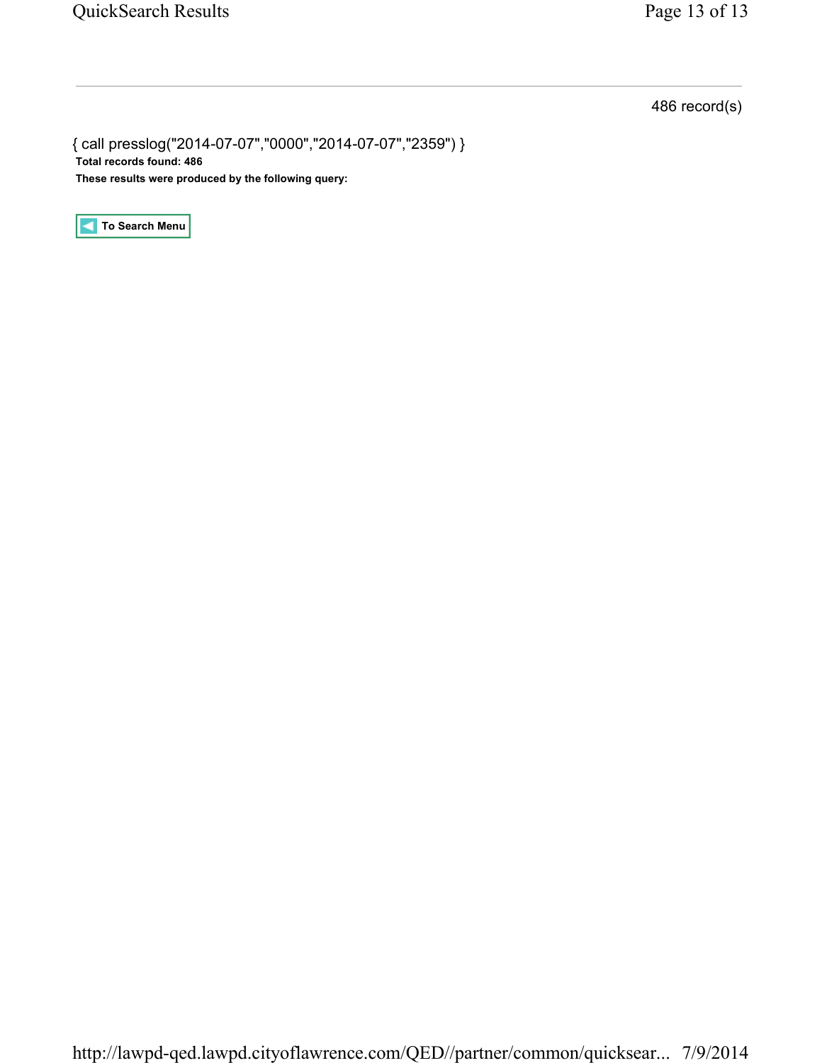486 record(s)

{ call presslog("2014-07-07","0000","2014-07-07","2359") }

**Total records found: 486**

**These results were produced by the following query:**

**To Search Menu**